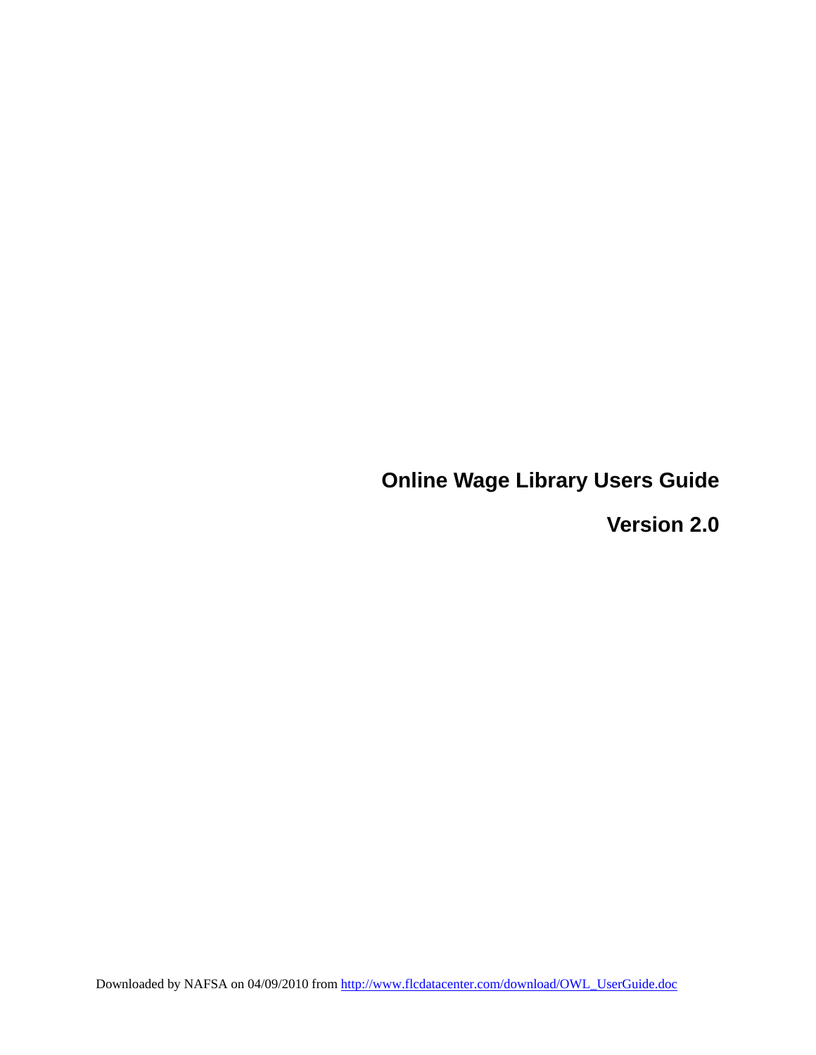# Online Wage Library Users Guide

## Version 2.0

Downloaded by NAFSA on 04/09/2010 from http://www.flcdatacenter.com/download/OWL_UserGuide.doc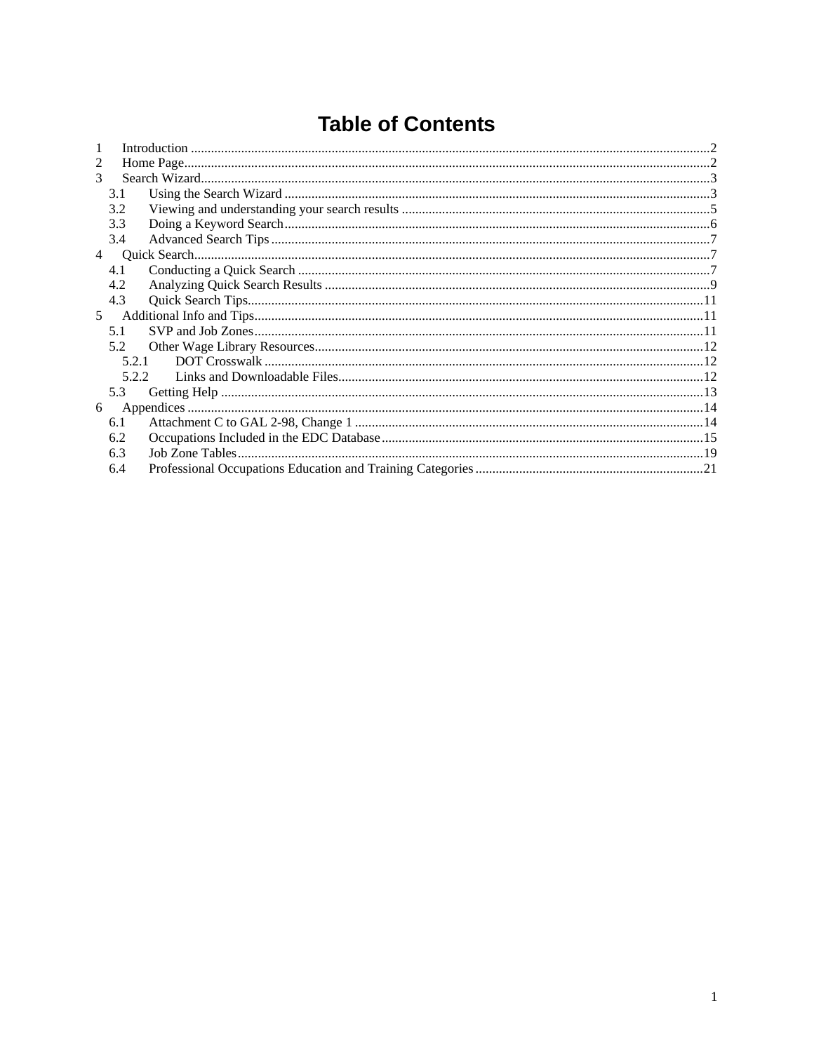# Table of Contents

1 Introduction ....................................................................................................2
2 Home Page........................................................................................................2
3 Search Wizard....................................................................................................3
  3.1 Using the Search Wizard ...........................................................................3
  3.2 Viewing and understanding your search results .........................................5
  3.3 Doing a Keyword Search...........................................................................6
  3.4 Advanced Search Tips ...............................................................................7
4 Quick Search......................................................................................................7
  4.1 Conducting a Quick Search .......................................................................7
  4.2 Analyzing Quick Search Results ...............................................................9
  4.3 Quick Search Tips.....................................................................................11
5 Additional Info and Tips..................................................................................11
  5.1 SVP and Job Zones...................................................................................11
  5.2 Other Wage Library Resources.................................................................12
    5.2.1 DOT Crosswalk ...................................................................................12
    5.2.2 Links and Downloadable Files.............................................................12
  5.3 Getting Help .............................................................................................13
6 Appendices ......................................................................................................14
  6.1 Attachment C to GAL 2-98, Change 1 .....................................................14
  6.2 Occupations Included in the EDC Database.............................................15
  6.3 Job Zone Tables.........................................................................................19
  6.4 Professional Occupations Education and Training Categories .................21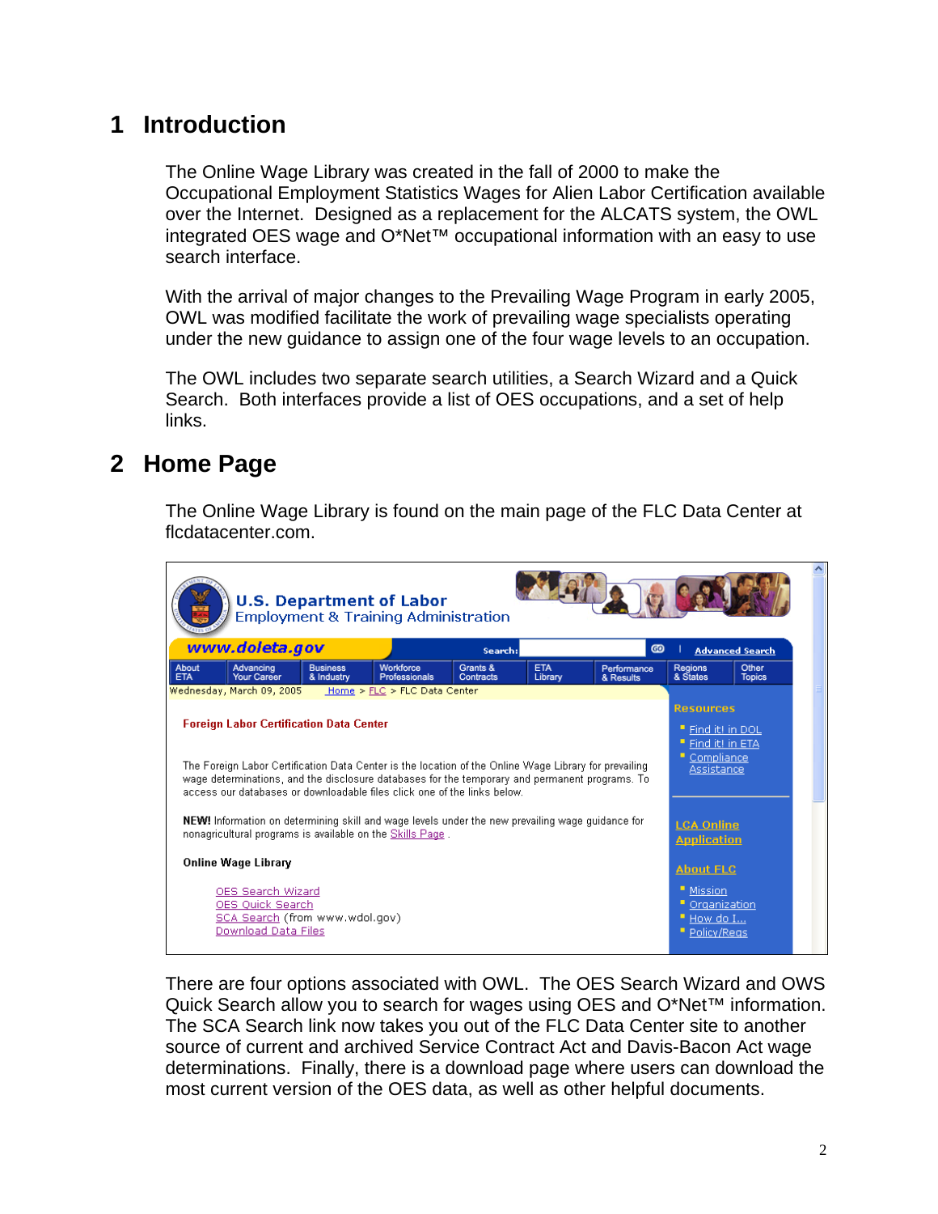# 1 Introduction

The Online Wage Library was created in the fall of 2000 to make the Occupational Employment Statistics Wages for Alien Labor Certification available over the Internet. Designed as a replacement for the ALCATS system, the OWL integrated OES wage and O*Net™ occupational information with an easy to use search interface.

With the arrival of major changes to the Prevailing Wage Program in early 2005, OWL was modified facilitate the work of prevailing wage specialists operating under the new guidance to assign one of the four wage levels to an occupation.

The OWL includes two separate search utilities, a Search Wizard and a Quick Search. Both interfaces provide a list of OES occupations, and a set of help links.

# 2 Home Page

The Online Wage Library is found on the main page of the FLC Data Center at flcdatacenter.com.

There are four options associated with OWL. The OES Search Wizard and OWS Quick Search allow you to search for wages using OES and O*Net™ information. The SCA Search link now takes you out of the FLC Data Center site to another source of current and archived Service Contract Act and Davis-Bacon Act wage determinations. Finally, there is a download page where users can download the most current version of the OES data, as well as other helpful documents.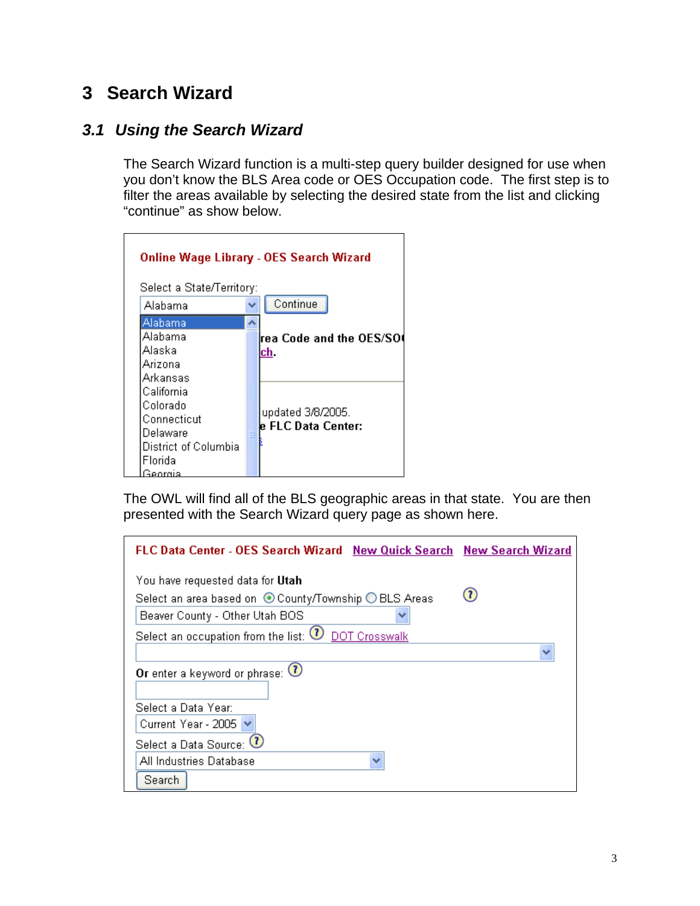# 3 Search Wizard

## 3.1 Using the Search Wizard

The Search Wizard function is a multi-step query builder designed for use when you don't know the BLS Area code or OES Occupation code. The first step is to filter the areas available by selecting the desired state from the list and clicking "continue" as show below.

The OWL will find all of the BLS geographic areas in that state. You are then presented with the Search Wizard query page as shown here.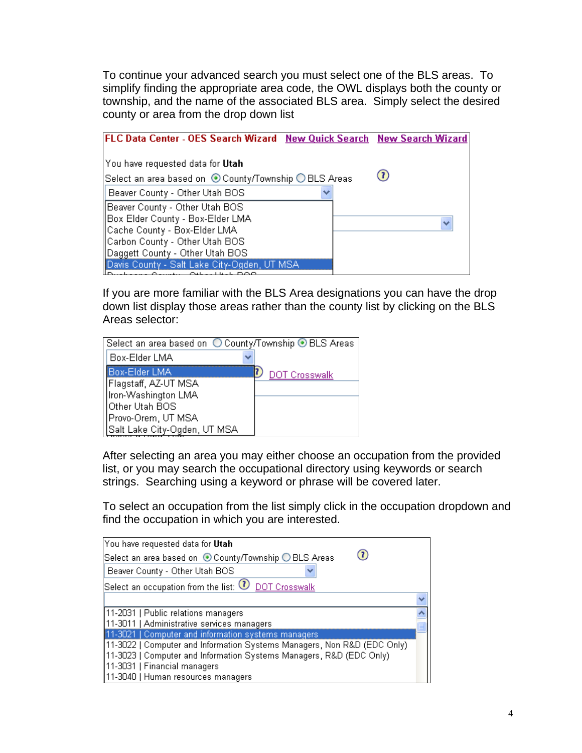To continue your advanced search you must select one of the BLS areas. To simplify finding the appropriate area code, the OWL displays both the county or township, and the name of the associated BLS area. Simply select the desired county or area from the drop down list

FLC Data Center - OES Search Wizard   New Quick Search   New Search Wizard

You have requested data for **Utah**

Select an area based on ⦿ County/Township ○ BLS Areas

Beaver County - Other Utah BOS

- Beaver County - Other Utah BOS
- Box Elder County - Box-Elder LMA
- Cache County - Box-Elder LMA
- Carbon County - Other Utah BOS
- Daggett County - Other Utah BOS
- Davis County - Salt Lake City-Ogden, UT MSA

If you are more familiar with the BLS Area designations you can have the drop down list display those areas rather than the county list by clicking on the BLS Areas selector:

Select an area based on ○ County/Township ⦿ BLS Areas

Box-Elder LMA

- Box-Elder LMA
- Flagstaff, AZ-UT MSA
- Iron-Washington LMA
- Other Utah BOS
- Provo-Orem, UT MSA
- Salt Lake City-Ogden, UT MSA

DOT Crosswalk

After selecting an area you may either choose an occupation from the provided list, or you may search the occupational directory using keywords or search strings. Searching using a keyword or phrase will be covered later.

To select an occupation from the list simply click in the occupation dropdown and find the occupation in which you are interested.

You have requested data for **Utah**

Select an area based on ⦿ County/Township ○ BLS Areas

Beaver County - Other Utah BOS

Select an occupation from the list: DOT Crosswalk

- 11-2031 | Public relations managers
- 11-3011 | Administrative services managers
- 11-3021 | Computer and information systems managers
- 11-3022 | Computer and Information Systems Managers, Non R&D (EDC Only)
- 11-3023 | Computer and Information Systems Managers, R&D (EDC Only)
- 11-3031 | Financial managers
- 11-3040 | Human resources managers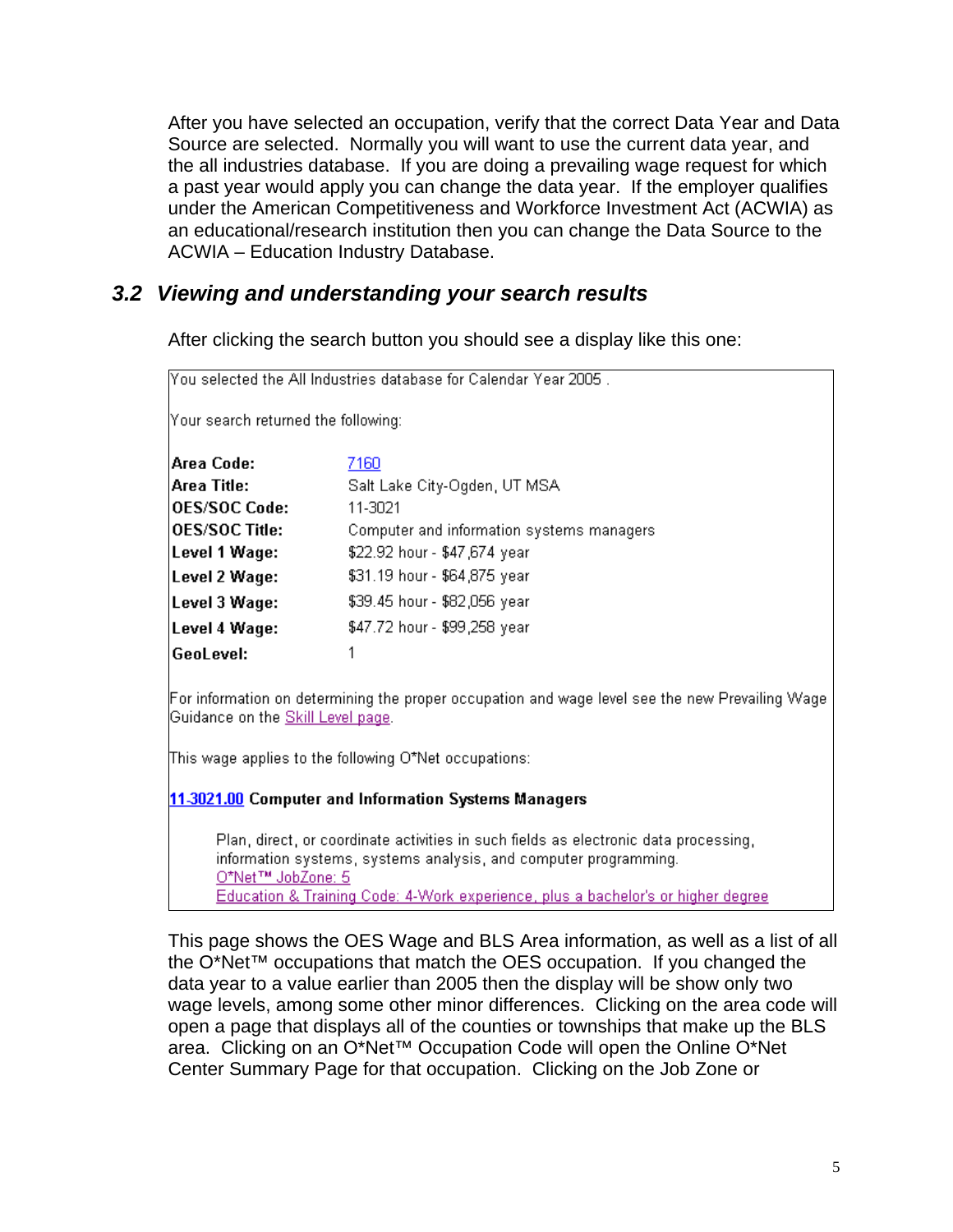After you have selected an occupation, verify that the correct Data Year and Data Source are selected. Normally you will want to use the current data year, and the all industries database. If you are doing a prevailing wage request for which a past year would apply you can change the data year. If the employer qualifies under the American Competitiveness and Workforce Investment Act (ACWIA) as an educational/research institution then you can change the Data Source to the ACWIA – Education Industry Database.

## *3.2 Viewing and understanding your search results*

After clicking the search button you should see a display like this one:

You selected the All Industries database for Calendar Year 2005 .

Your search returned the following:

| | |
|---|---|
| **Area Code:** | 7160 |
| **Area Title:** | Salt Lake City-Ogden, UT MSA |
| **OES/SOC Code:** | 11-3021 |
| **OES/SOC Title:** | Computer and information systems managers |
| **Level 1 Wage:** | $22.92 hour - $47,674 year |
| **Level 2 Wage:** | $31.19 hour - $64,875 year |
| **Level 3 Wage:** | $39.45 hour - $82,056 year |
| **Level 4 Wage:** | $47.72 hour - $99,258 year |
| **GeoLevel:** | 1 |

For information on determining the proper occupation and wage level see the new Prevailing Wage Guidance on the Skill Level page.

This wage applies to the following O*Net occupations:

**11-3021.00 Computer and Information Systems Managers**

> Plan, direct, or coordinate activities in such fields as electronic data processing, information systems, systems analysis, and computer programming.
> O*Net™ JobZone: 5
> Education & Training Code: 4-Work experience, plus a bachelor's or higher degree

This page shows the OES Wage and BLS Area information, as well as a list of all the O*Net™ occupations that match the OES occupation. If you changed the data year to a value earlier than 2005 then the display will be show only two wage levels, among some other minor differences. Clicking on the area code will open a page that displays all of the counties or townships that make up the BLS area. Clicking on an O*Net™ Occupation Code will open the Online O*Net Center Summary Page for that occupation. Clicking on the Job Zone or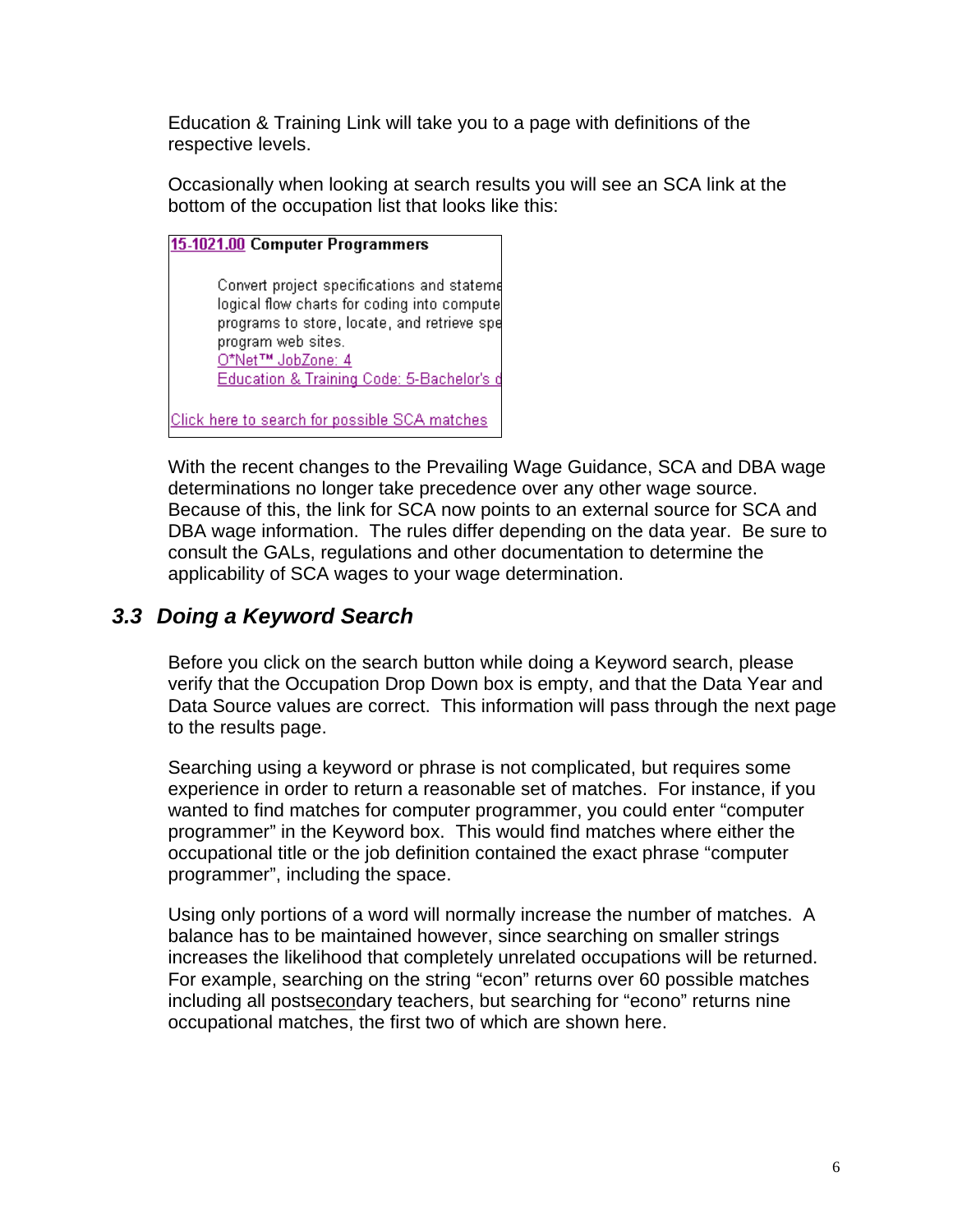Education & Training Link will take you to a page with definitions of the respective levels.

Occasionally when looking at search results you will see an SCA link at the bottom of the occupation list that looks like this:

> **15-1021.00 Computer Programmers**
>
> Convert project specifications and stateme logical flow charts for coding into compute programs to store, locate, and retrieve spe program web sites.
> O*Net™ JobZone: 4
> Education & Training Code: 5-Bachelor's d
>
> Click here to search for possible SCA matches

With the recent changes to the Prevailing Wage Guidance, SCA and DBA wage determinations no longer take precedence over any other wage source. Because of this, the link for SCA now points to an external source for SCA and DBA wage information. The rules differ depending on the data year. Be sure to consult the GALs, regulations and other documentation to determine the applicability of SCA wages to your wage determination.

## *3.3 Doing a Keyword Search*

Before you click on the search button while doing a Keyword search, please verify that the Occupation Drop Down box is empty, and that the Data Year and Data Source values are correct. This information will pass through the next page to the results page.

Searching using a keyword or phrase is not complicated, but requires some experience in order to return a reasonable set of matches. For instance, if you wanted to find matches for computer programmer, you could enter "computer programmer" in the Keyword box. This would find matches where either the occupational title or the job definition contained the exact phrase "computer programmer", including the space.

Using only portions of a word will normally increase the number of matches. A balance has to be maintained however, since searching on smaller strings increases the likelihood that completely unrelated occupations will be returned. For example, searching on the string "econ" returns over 60 possible matches including all postsecondary teachers, but searching for "econo" returns nine occupational matches, the first two of which are shown here.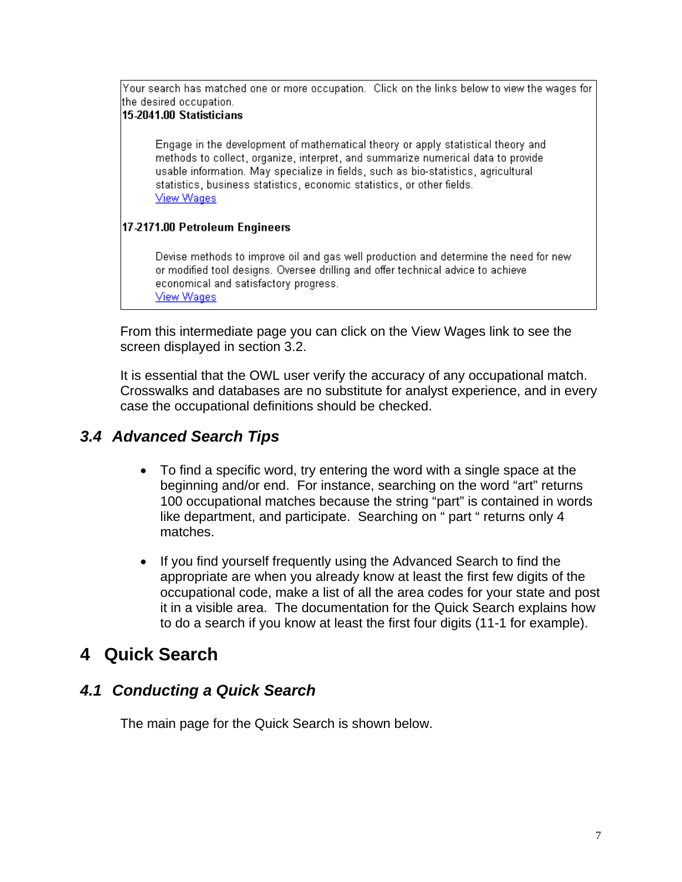Your search has matched one or more occupation. Click on the links below to view the wages for the desired occupation.

**15-2041.00 Statisticians**

> Engage in the development of mathematical theory or apply statistical theory and methods to collect, organize, interpret, and summarize numerical data to provide usable information. May specialize in fields, such as bio-statistics, agricultural statistics, business statistics, economic statistics, or other fields.
> View Wages

**17-2171.00 Petroleum Engineers**

> Devise methods to improve oil and gas well production and determine the need for new or modified tool designs. Oversee drilling and offer technical advice to achieve economical and satisfactory progress.
> View Wages

From this intermediate page you can click on the View Wages link to see the screen displayed in section 3.2.

It is essential that the OWL user verify the accuracy of any occupational match. Crosswalks and databases are no substitute for analyst experience, and in every case the occupational definitions should be checked.

### *3.4 Advanced Search Tips*

- To find a specific word, try entering the word with a single space at the beginning and/or end. For instance, searching on the word "art" returns 100 occupational matches because the string "part" is contained in words like department, and participate. Searching on " part " returns only 4 matches.

- If you find yourself frequently using the Advanced Search to find the appropriate are when you already know at least the first few digits of the occupational code, make a list of all the area codes for your state and post it in a visible area. The documentation for the Quick Search explains how to do a search if you know at least the first four digits (11-1 for example).

## 4 Quick Search

### *4.1 Conducting a Quick Search*

The main page for the Quick Search is shown below.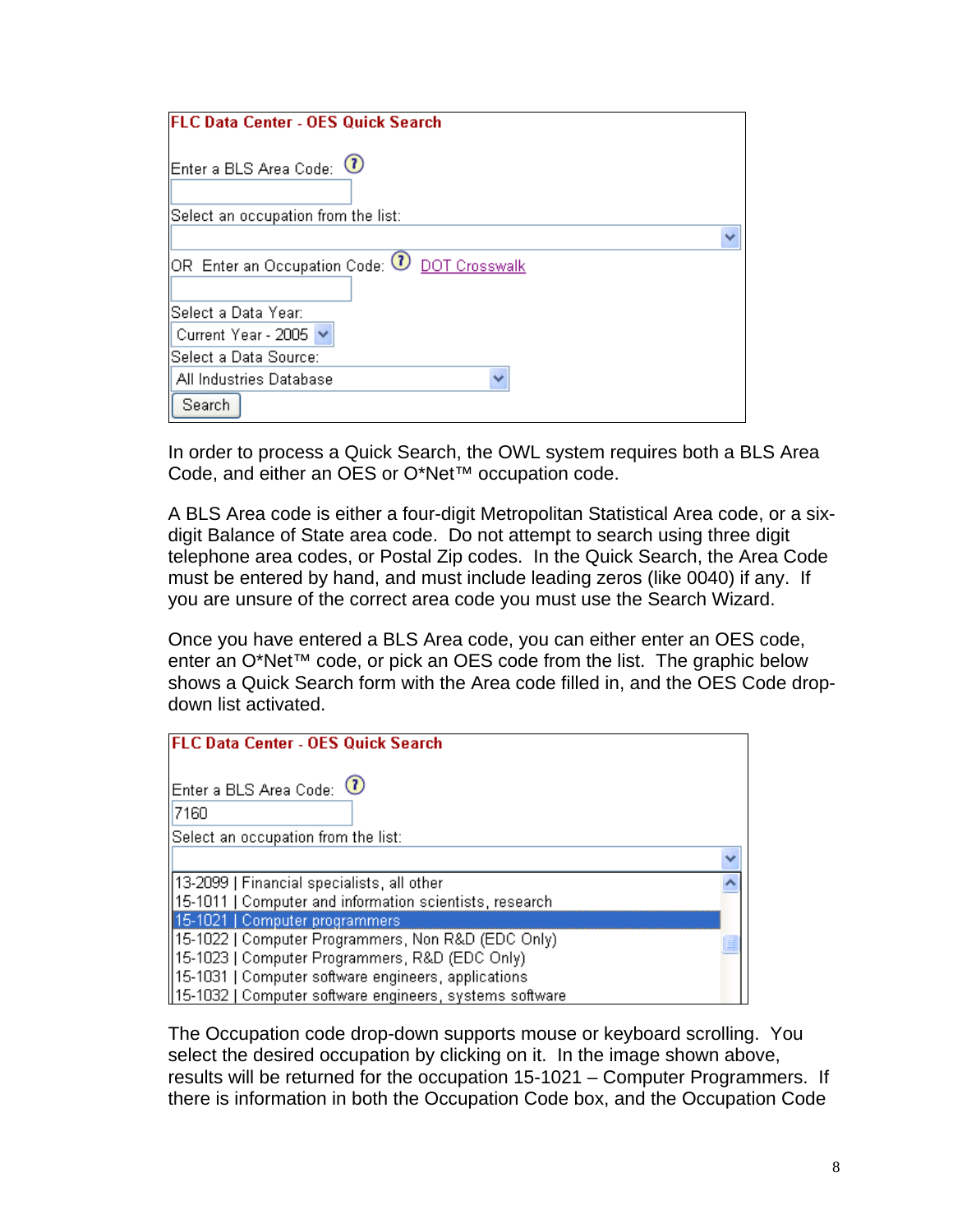**FLC Data Center - OES Quick Search**

Enter a BLS Area Code:

Select an occupation from the list:

OR Enter an Occupation Code: DOT Crosswalk

Select a Data Year:
Current Year - 2005

Select a Data Source:
All Industries Database

Search

In order to process a Quick Search, the OWL system requires both a BLS Area Code, and either an OES or O*Net™ occupation code.

A BLS Area code is either a four-digit Metropolitan Statistical Area code, or a six-digit Balance of State area code. Do not attempt to search using three digit telephone area codes, or Postal Zip codes. In the Quick Search, the Area Code must be entered by hand, and must include leading zeros (like 0040) if any. If you are unsure of the correct area code you must use the Search Wizard.

Once you have entered a BLS Area code, you can either enter an OES code, enter an O*Net™ code, or pick an OES code from the list. The graphic below shows a Quick Search form with the Area code filled in, and the OES Code drop-down list activated.

**FLC Data Center - OES Quick Search**

Enter a BLS Area Code:
7160

Select an occupation from the list:

13-2099 | Financial specialists, all other
15-1011 | Computer and information scientists, research
15-1021 | Computer programmers
15-1022 | Computer Programmers, Non R&D (EDC Only)
15-1023 | Computer Programmers, R&D (EDC Only)
15-1031 | Computer software engineers, applications
15-1032 | Computer software engineers, systems software

The Occupation code drop-down supports mouse or keyboard scrolling. You select the desired occupation by clicking on it. In the image shown above, results will be returned for the occupation 15-1021 – Computer Programmers. If there is information in both the Occupation Code box, and the Occupation Code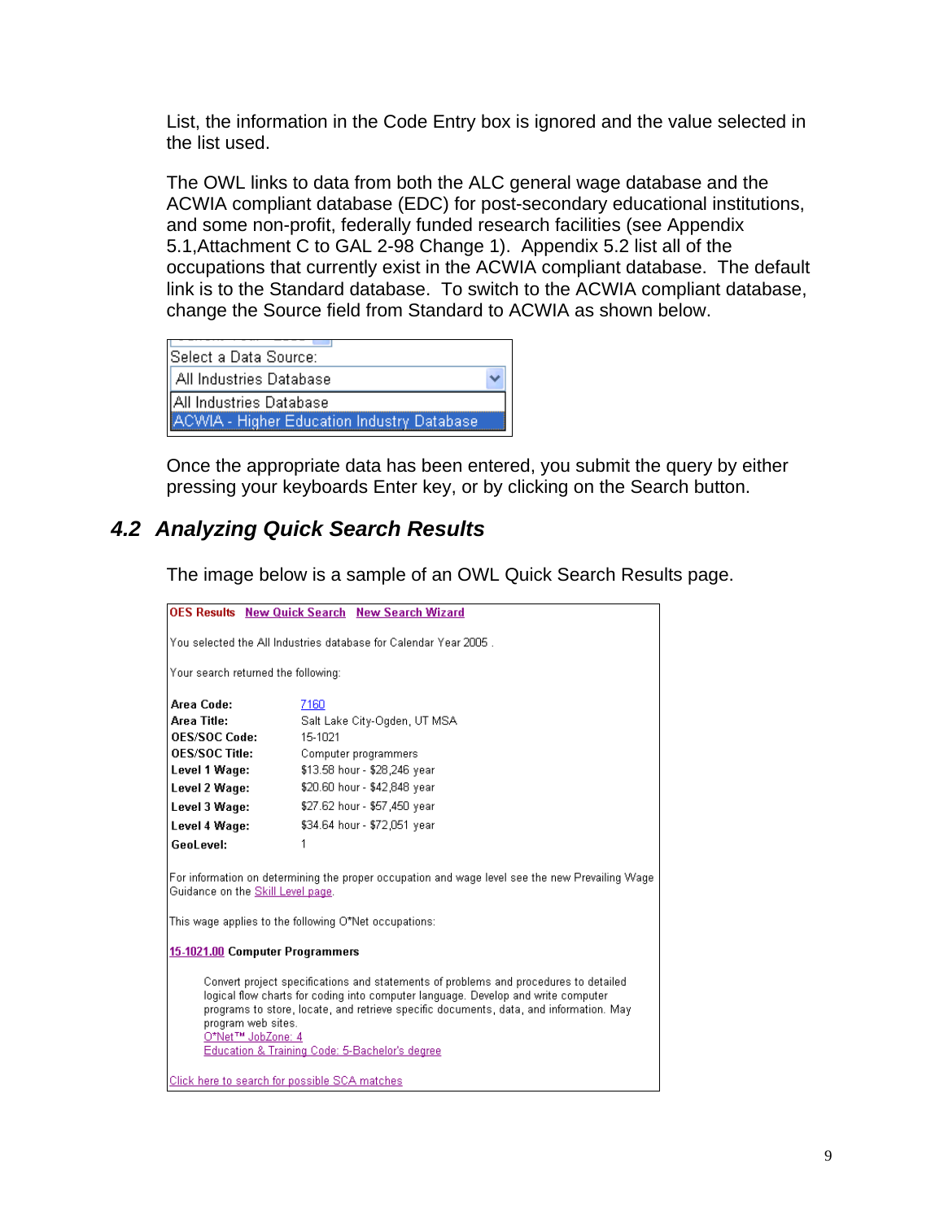List, the information in the Code Entry box is ignored and the value selected in the list used.

The OWL links to data from both the ALC general wage database and the ACWIA compliant database (EDC) for post-secondary educational institutions, and some non-profit, federally funded research facilities (see Appendix 5.1,Attachment C to GAL 2-98 Change 1). Appendix 5.2 list all of the occupations that currently exist in the ACWIA compliant database. The default link is to the Standard database. To switch to the ACWIA compliant database, change the Source field from Standard to ACWIA as shown below.

Select a Data Source:
All Industries Database
All Industries Database
ACWIA - Higher Education Industry Database

Once the appropriate data has been entered, you submit the query by either pressing your keyboards Enter key, or by clicking on the Search button.

## 4.2 Analyzing Quick Search Results

The image below is a sample of an OWL Quick Search Results page.

**OES Results** New Quick Search New Search Wizard

You selected the All Industries database for Calendar Year 2005 .

Your search returned the following:

| | |
|---|---|
| **Area Code:** | 7160 |
| **Area Title:** | Salt Lake City-Ogden, UT MSA |
| **OES/SOC Code:** | 15-1021 |
| **OES/SOC Title:** | Computer programmers |
| **Level 1 Wage:** | $13.58 hour - $28,246 year |
| **Level 2 Wage:** | $20.60 hour - $42,848 year |
| **Level 3 Wage:** | $27.62 hour - $57,450 year |
| **Level 4 Wage:** | $34.64 hour - $72,051 year |
| **GeoLevel:** | 1 |

For information on determining the proper occupation and wage level see the new Prevailing Wage Guidance on the Skill Level page.

This wage applies to the following O*Net occupations:

15-1021.00 **Computer Programmers**

Convert project specifications and statements of problems and procedures to detailed logical flow charts for coding into computer language. Develop and write computer programs to store, locate, and retrieve specific documents, data, and information. May program web sites.
O*Net™ JobZone: 4
Education & Training Code: 5-Bachelor's degree

Click here to search for possible SCA matches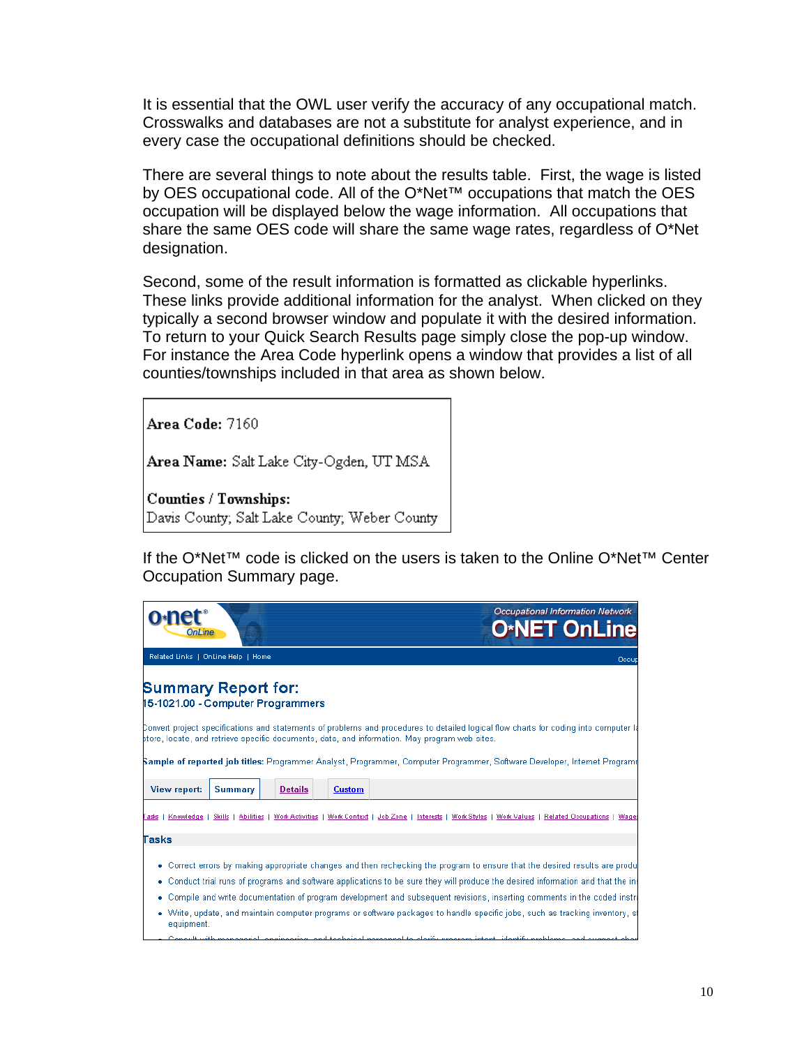It is essential that the OWL user verify the accuracy of any occupational match. Crosswalks and databases are not a substitute for analyst experience, and in every case the occupational definitions should be checked.

There are several things to note about the results table. First, the wage is listed by OES occupational code. All of the O*Net™ occupations that match the OES occupation will be displayed below the wage information. All occupations that share the same OES code will share the same wage rates, regardless of O*Net designation.

Second, some of the result information is formatted as clickable hyperlinks. These links provide additional information for the analyst. When clicked on they typically a second browser window and populate it with the desired information. To return to your Quick Search Results page simply close the pop-up window. For instance the Area Code hyperlink opens a window that provides a list of all counties/townships included in that area as shown below.

**Area Code:** 7160

**Area Name:** Salt Lake City-Ogden, UT MSA

**Counties / Townships:**
Davis County; Salt Lake County; Weber County

If the O*Net™ code is clicked on the users is taken to the Online O*Net™ Center Occupation Summary page.

o*net OnLine | Occupational Information Network | O*NET OnLine

Related Links | OnLine Help | Home

## Summary Report for:
### 15-1021.00 - Computer Programmers

Convert project specifications and statements of problems and procedures to detailed logical flow charts for coding into computer l... store, locate, and retrieve specific documents, data, and information. May program web sites.

**Sample of reported job titles:** Programmer Analyst, Programmer, Computer Programmer, Software Developer, Internet Programm...

View report: Summary | Details | Custom

Tasks | Knowledge | Skills | Abilities | Work Activities | Work Context | Job Zone | Interests | Work Styles | Work Values | Related Occupations | Wages

**Tasks**

- Correct errors by making appropriate changes and then rechecking the program to ensure that the desired results are produ...
- Conduct trial runs of programs and software applications to be sure they will produce the desired information and that the in...
- Compile and write documentation of program development and subsequent revisions, inserting comments in the coded instr...
- Write, update, and maintain computer programs or software packages to handle specific jobs, such as tracking inventory, s... equipment.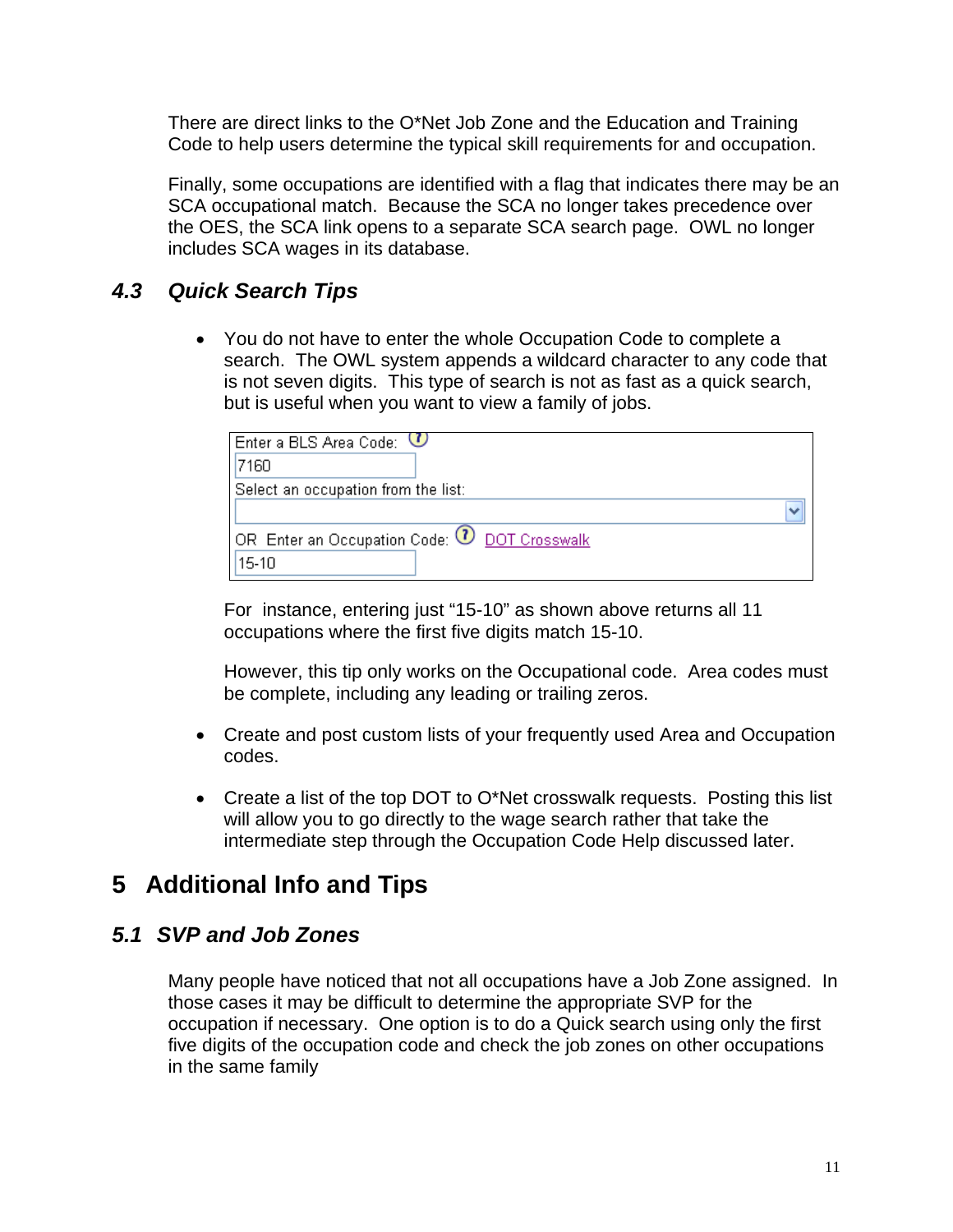There are direct links to the O*Net Job Zone and the Education and Training Code to help users determine the typical skill requirements for and occupation.

Finally, some occupations are identified with a flag that indicates there may be an SCA occupational match. Because the SCA no longer takes precedence over the OES, the SCA link opens to a separate SCA search page. OWL no longer includes SCA wages in its database.

### *4.3 Quick Search Tips*

- You do not have to enter the whole Occupation Code to complete a search. The OWL system appends a wildcard character to any code that is not seven digits. This type of search is not as fast as a quick search, but is useful when you want to view a family of jobs.

  Enter a BLS Area Code:
  7160
  Select an occupation from the list:
  OR Enter an Occupation Code: DOT Crosswalk
  15-10

  For instance, entering just "15-10" as shown above returns all 11 occupations where the first five digits match 15-10.

  However, this tip only works on the Occupational code. Area codes must be complete, including any leading or trailing zeros.

- Create and post custom lists of your frequently used Area and Occupation codes.

- Create a list of the top DOT to O*Net crosswalk requests. Posting this list will allow you to go directly to the wage search rather that take the intermediate step through the Occupation Code Help discussed later.

## 5 Additional Info and Tips

### *5.1 SVP and Job Zones*

Many people have noticed that not all occupations have a Job Zone assigned. In those cases it may be difficult to determine the appropriate SVP for the occupation if necessary. One option is to do a Quick search using only the first five digits of the occupation code and check the job zones on other occupations in the same family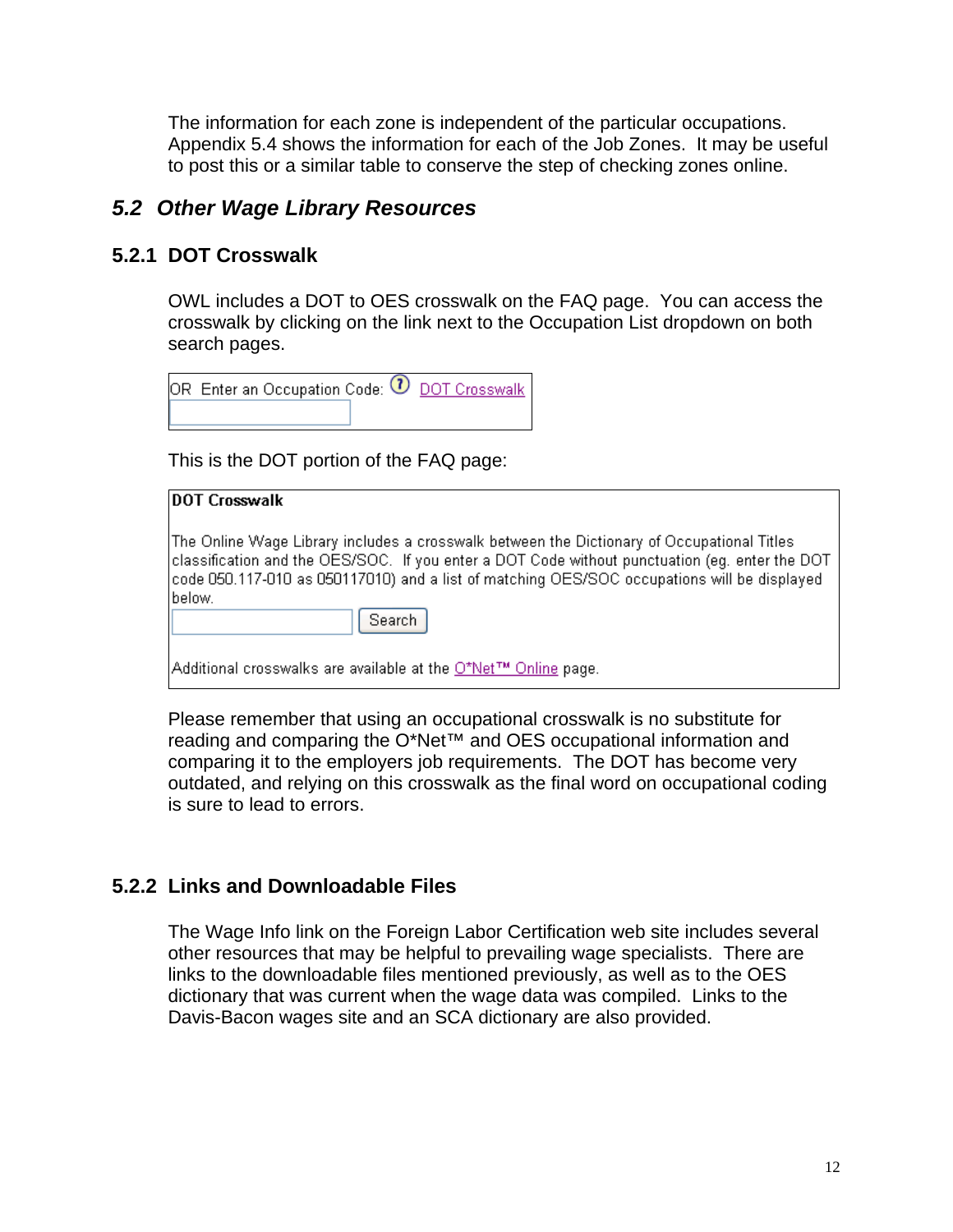The information for each zone is independent of the particular occupations. Appendix 5.4 shows the information for each of the Job Zones. It may be useful to post this or a similar table to conserve the step of checking zones online.

## *5.2 Other Wage Library Resources*

### 5.2.1 DOT Crosswalk

OWL includes a DOT to OES crosswalk on the FAQ page. You can access the crosswalk by clicking on the link next to the Occupation List dropdown on both search pages.

OR Enter an Occupation Code: DOT Crosswalk

This is the DOT portion of the FAQ page:

**DOT Crosswalk**

The Online Wage Library includes a crosswalk between the Dictionary of Occupational Titles classification and the OES/SOC. If you enter a DOT Code without punctuation (eg. enter the DOT code 050.117-010 as 050117010) and a list of matching OES/SOC occupations will be displayed below.

Search

Additional crosswalks are available at the O*Net™ Online page.

Please remember that using an occupational crosswalk is no substitute for reading and comparing the O*Net™ and OES occupational information and comparing it to the employers job requirements. The DOT has become very outdated, and relying on this crosswalk as the final word on occupational coding is sure to lead to errors.

### 5.2.2 Links and Downloadable Files

The Wage Info link on the Foreign Labor Certification web site includes several other resources that may be helpful to prevailing wage specialists. There are links to the downloadable files mentioned previously, as well as to the OES dictionary that was current when the wage data was compiled. Links to the Davis-Bacon wages site and an SCA dictionary are also provided.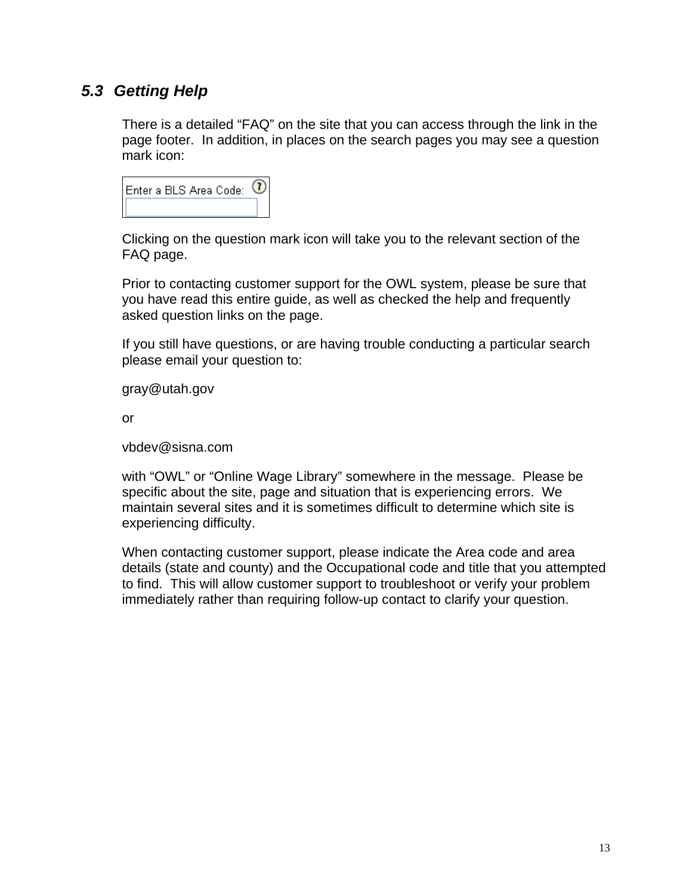### 5.3 Getting Help

There is a detailed "FAQ" on the site that you can access through the link in the page footer. In addition, in places on the search pages you may see a question mark icon:

Enter a BLS Area Code:

Clicking on the question mark icon will take you to the relevant section of the FAQ page.

Prior to contacting customer support for the OWL system, please be sure that you have read this entire guide, as well as checked the help and frequently asked question links on the page.

If you still have questions, or are having trouble conducting a particular search please email your question to:

gray@utah.gov

or

vbdev@sisna.com

with "OWL" or "Online Wage Library" somewhere in the message. Please be specific about the site, page and situation that is experiencing errors. We maintain several sites and it is sometimes difficult to determine which site is experiencing difficulty.

When contacting customer support, please indicate the Area code and area details (state and county) and the Occupational code and title that you attempted to find. This will allow customer support to troubleshoot or verify your problem immediately rather than requiring follow-up contact to clarify your question.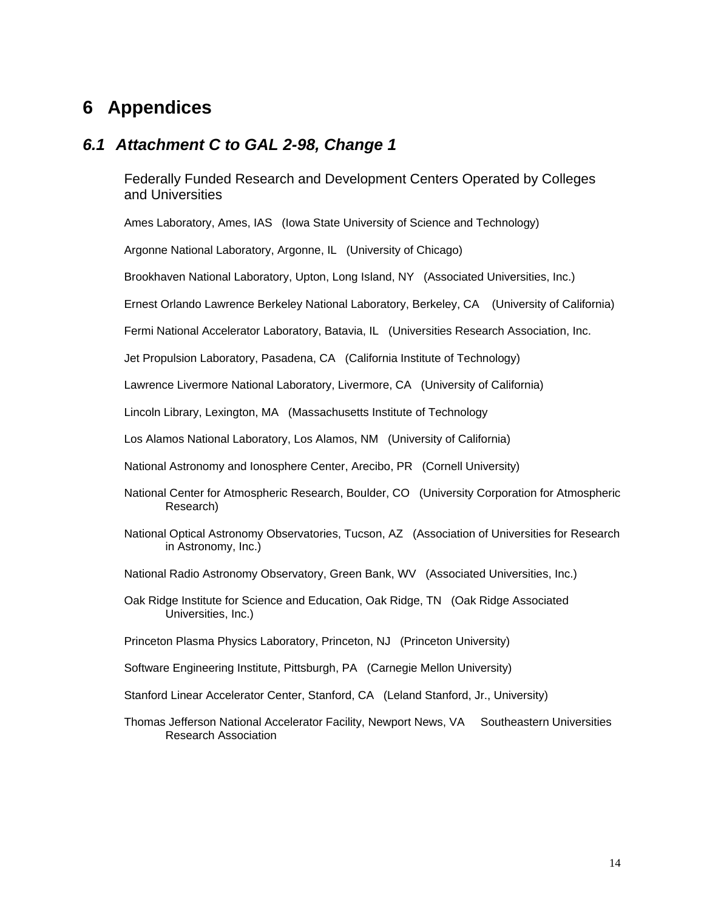# 6 Appendices

## *6.1 Attachment C to GAL 2-98, Change 1*

Federally Funded Research and Development Centers Operated by Colleges and Universities

Ames Laboratory, Ames, IAS (Iowa State University of Science and Technology)

Argonne National Laboratory, Argonne, IL (University of Chicago)

Brookhaven National Laboratory, Upton, Long Island, NY (Associated Universities, Inc.)

Ernest Orlando Lawrence Berkeley National Laboratory, Berkeley, CA (University of California)

Fermi National Accelerator Laboratory, Batavia, IL (Universities Research Association, Inc.

Jet Propulsion Laboratory, Pasadena, CA (California Institute of Technology)

Lawrence Livermore National Laboratory, Livermore, CA (University of California)

Lincoln Library, Lexington, MA (Massachusetts Institute of Technology

Los Alamos National Laboratory, Los Alamos, NM (University of California)

National Astronomy and Ionosphere Center, Arecibo, PR (Cornell University)

National Center for Atmospheric Research, Boulder, CO (University Corporation for Atmospheric Research)

National Optical Astronomy Observatories, Tucson, AZ (Association of Universities for Research in Astronomy, Inc.)

National Radio Astronomy Observatory, Green Bank, WV (Associated Universities, Inc.)

Oak Ridge Institute for Science and Education, Oak Ridge, TN (Oak Ridge Associated Universities, Inc.)

Princeton Plasma Physics Laboratory, Princeton, NJ (Princeton University)

Software Engineering Institute, Pittsburgh, PA (Carnegie Mellon University)

Stanford Linear Accelerator Center, Stanford, CA (Leland Stanford, Jr., University)

Thomas Jefferson National Accelerator Facility, Newport News, VA Southeastern Universities Research Association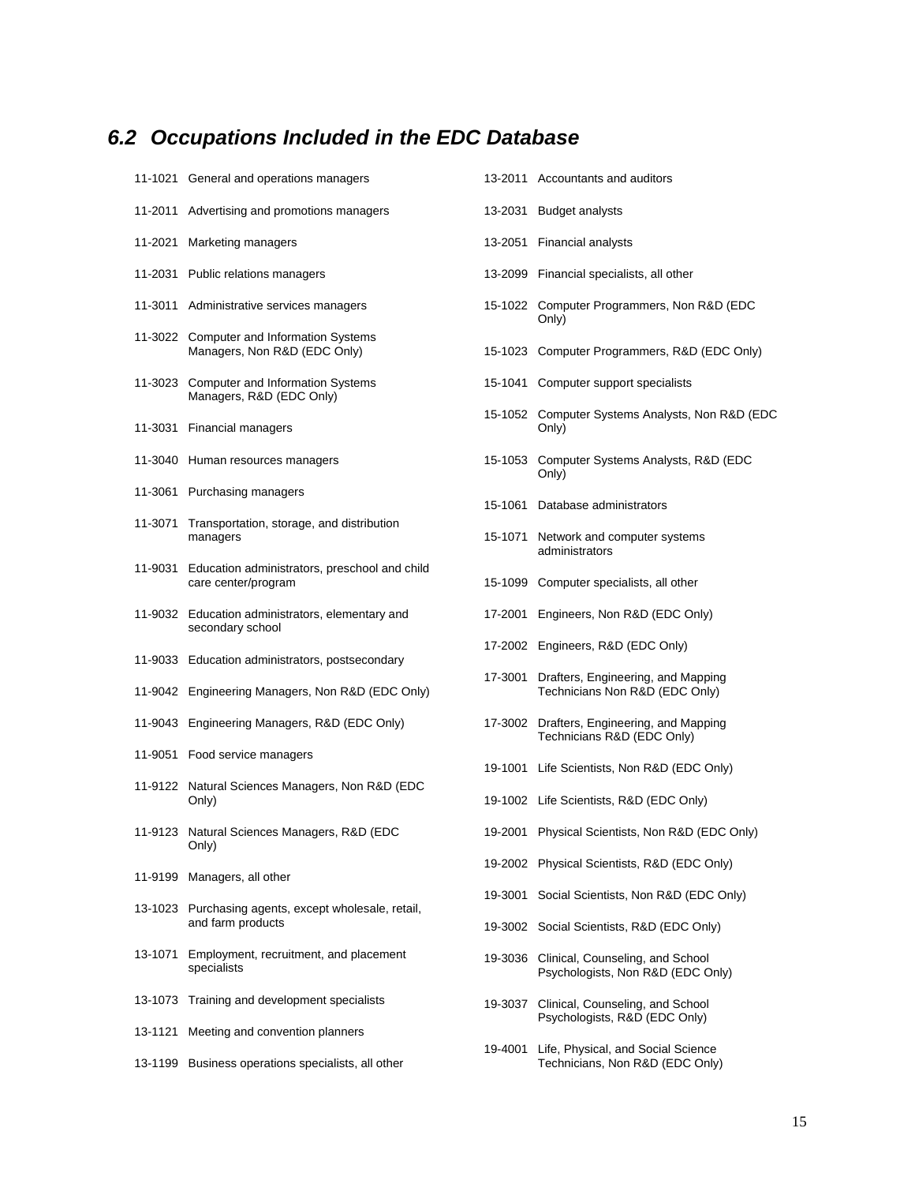## *6.2 Occupations Included in the EDC Database*

- 11-1021 General and operations managers
- 11-2011 Advertising and promotions managers
- 11-2021 Marketing managers
- 11-2031 Public relations managers
- 11-3011 Administrative services managers
- 11-3022 Computer and Information Systems Managers, Non R&D (EDC Only)
- 11-3023 Computer and Information Systems Managers, R&D (EDC Only)
- 11-3031 Financial managers
- 11-3040 Human resources managers
- 11-3061 Purchasing managers
- 11-3071 Transportation, storage, and distribution managers
- 11-9031 Education administrators, preschool and child care center/program
- 11-9032 Education administrators, elementary and secondary school
- 11-9033 Education administrators, postsecondary
- 11-9042 Engineering Managers, Non R&D (EDC Only)
- 11-9043 Engineering Managers, R&D (EDC Only)
- 11-9051 Food service managers
- 11-9122 Natural Sciences Managers, Non R&D (EDC Only)
- 11-9123 Natural Sciences Managers, R&D (EDC Only)
- 11-9199 Managers, all other
- 13-1023 Purchasing agents, except wholesale, retail, and farm products
- 13-1071 Employment, recruitment, and placement specialists
- 13-1073 Training and development specialists
- 13-1121 Meeting and convention planners
- 13-1199 Business operations specialists, all other
- 13-2011 Accountants and auditors
- 13-2031 Budget analysts
- 13-2051 Financial analysts
- 13-2099 Financial specialists, all other
- 15-1022 Computer Programmers, Non R&D (EDC Only)
- 15-1023 Computer Programmers, R&D (EDC Only)
- 15-1041 Computer support specialists
- 15-1052 Computer Systems Analysts, Non R&D (EDC Only)
- 15-1053 Computer Systems Analysts, R&D (EDC Only)
- 15-1061 Database administrators
- 15-1071 Network and computer systems administrators
- 15-1099 Computer specialists, all other
- 17-2001 Engineers, Non R&D (EDC Only)
- 17-2002 Engineers, R&D (EDC Only)
- 17-3001 Drafters, Engineering, and Mapping Technicians Non R&D (EDC Only)
- 17-3002 Drafters, Engineering, and Mapping Technicians R&D (EDC Only)
- 19-1001 Life Scientists, Non R&D (EDC Only)
- 19-1002 Life Scientists, R&D (EDC Only)
- 19-2001 Physical Scientists, Non R&D (EDC Only)
- 19-2002 Physical Scientists, R&D (EDC Only)
- 19-3001 Social Scientists, Non R&D (EDC Only)
- 19-3002 Social Scientists, R&D (EDC Only)
- 19-3036 Clinical, Counseling, and School Psychologists, Non R&D (EDC Only)
- 19-3037 Clinical, Counseling, and School Psychologists, R&D (EDC Only)
- 19-4001 Life, Physical, and Social Science Technicians, Non R&D (EDC Only)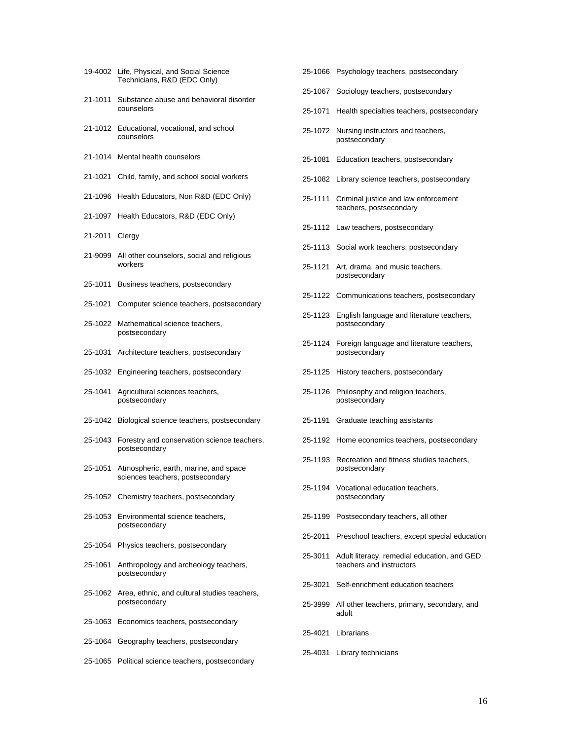19-4002 Life, Physical, and Social Science Technicians, R&D (EDC Only)

21-1011 Substance abuse and behavioral disorder counselors

21-1012 Educational, vocational, and school counselors

21-1014 Mental health counselors

21-1021 Child, family, and school social workers

21-1096 Health Educators, Non R&D (EDC Only)

21-1097 Health Educators, R&D (EDC Only)

21-2011 Clergy

21-9099 All other counselors, social and religious workers

25-1011 Business teachers, postsecondary

25-1021 Computer science teachers, postsecondary

25-1022 Mathematical science teachers, postsecondary

25-1031 Architecture teachers, postsecondary

25-1032 Engineering teachers, postsecondary

25-1041 Agricultural sciences teachers, postsecondary

25-1042 Biological science teachers, postsecondary

25-1043 Forestry and conservation science teachers, postsecondary

25-1051 Atmospheric, earth, marine, and space sciences teachers, postsecondary

25-1052 Chemistry teachers, postsecondary

25-1053 Environmental science teachers, postsecondary

25-1054 Physics teachers, postsecondary

25-1061 Anthropology and archeology teachers, postsecondary

25-1062 Area, ethnic, and cultural studies teachers, postsecondary

25-1063 Economics teachers, postsecondary

25-1064 Geography teachers, postsecondary

25-1065 Political science teachers, postsecondary

25-1066 Psychology teachers, postsecondary

25-1067 Sociology teachers, postsecondary

25-1071 Health specialties teachers, postsecondary

25-1072 Nursing instructors and teachers, postsecondary

25-1081 Education teachers, postsecondary

25-1082 Library science teachers, postsecondary

25-1111 Criminal justice and law enforcement teachers, postsecondary

25-1112 Law teachers, postsecondary

25-1113 Social work teachers, postsecondary

25-1121 Art, drama, and music teachers, postsecondary

25-1122 Communications teachers, postsecondary

25-1123 English language and literature teachers, postsecondary

25-1124 Foreign language and literature teachers, postsecondary

25-1125 History teachers, postsecondary

25-1126 Philosophy and religion teachers, postsecondary

25-1191 Graduate teaching assistants

25-1192 Home economics teachers, postsecondary

25-1193 Recreation and fitness studies teachers, postsecondary

25-1194 Vocational education teachers, postsecondary

25-1199 Postsecondary teachers, all other

25-2011 Preschool teachers, except special education

25-3011 Adult literacy, remedial education, and GED teachers and instructors

25-3021 Self-enrichment education teachers

25-3999 All other teachers, primary, secondary, and adult

25-4021 Librarians

25-4031 Library technicians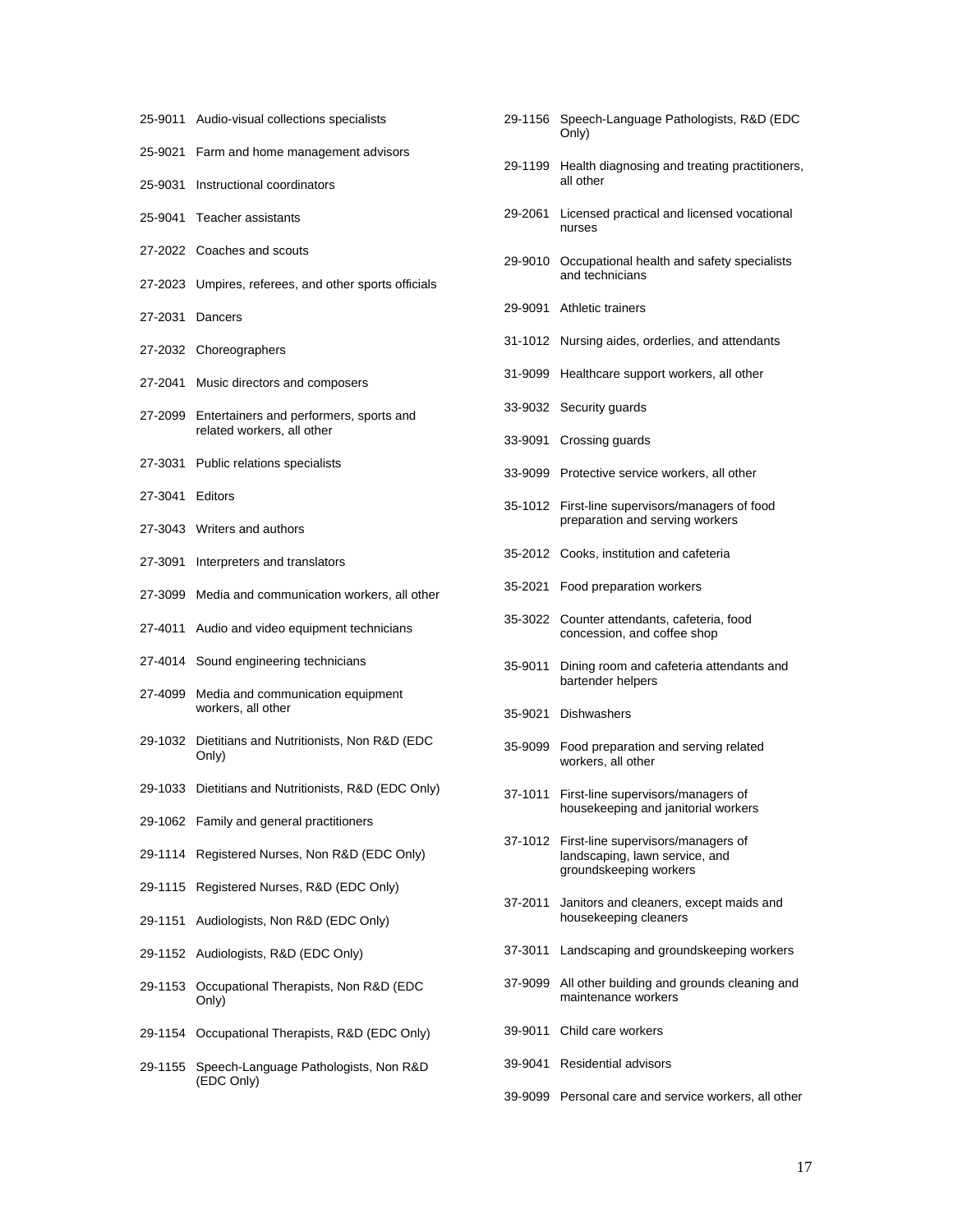25-9011 Audio-visual collections specialists

25-9021 Farm and home management advisors

25-9031 Instructional coordinators

25-9041 Teacher assistants

27-2022 Coaches and scouts

27-2023 Umpires, referees, and other sports officials

27-2031 Dancers

27-2032 Choreographers

27-2041 Music directors and composers

27-2099 Entertainers and performers, sports and related workers, all other

27-3031 Public relations specialists

27-3041 Editors

27-3043 Writers and authors

27-3091 Interpreters and translators

27-3099 Media and communication workers, all other

27-4011 Audio and video equipment technicians

27-4014 Sound engineering technicians

27-4099 Media and communication equipment workers, all other

29-1032 Dietitians and Nutritionists, Non R&D (EDC Only)

29-1033 Dietitians and Nutritionists, R&D (EDC Only)

29-1062 Family and general practitioners

29-1114 Registered Nurses, Non R&D (EDC Only)

29-1115 Registered Nurses, R&D (EDC Only)

29-1151 Audiologists, Non R&D (EDC Only)

29-1152 Audiologists, R&D (EDC Only)

29-1153 Occupational Therapists, Non R&D (EDC Only)

29-1154 Occupational Therapists, R&D (EDC Only)

29-1155 Speech-Language Pathologists, Non R&D (EDC Only)

29-1156 Speech-Language Pathologists, R&D (EDC Only)

29-1199 Health diagnosing and treating practitioners, all other

29-2061 Licensed practical and licensed vocational nurses

29-9010 Occupational health and safety specialists and technicians

29-9091 Athletic trainers

31-1012 Nursing aides, orderlies, and attendants

31-9099 Healthcare support workers, all other

33-9032 Security guards

33-9091 Crossing guards

33-9099 Protective service workers, all other

35-1012 First-line supervisors/managers of food preparation and serving workers

35-2012 Cooks, institution and cafeteria

35-2021 Food preparation workers

35-3022 Counter attendants, cafeteria, food concession, and coffee shop

35-9011 Dining room and cafeteria attendants and bartender helpers

35-9021 Dishwashers

35-9099 Food preparation and serving related workers, all other

37-1011 First-line supervisors/managers of housekeeping and janitorial workers

37-1012 First-line supervisors/managers of landscaping, lawn service, and groundskeeping workers

37-2011 Janitors and cleaners, except maids and housekeeping cleaners

37-3011 Landscaping and groundskeeping workers

37-9099 All other building and grounds cleaning and maintenance workers

39-9011 Child care workers

39-9041 Residential advisors

39-9099 Personal care and service workers, all other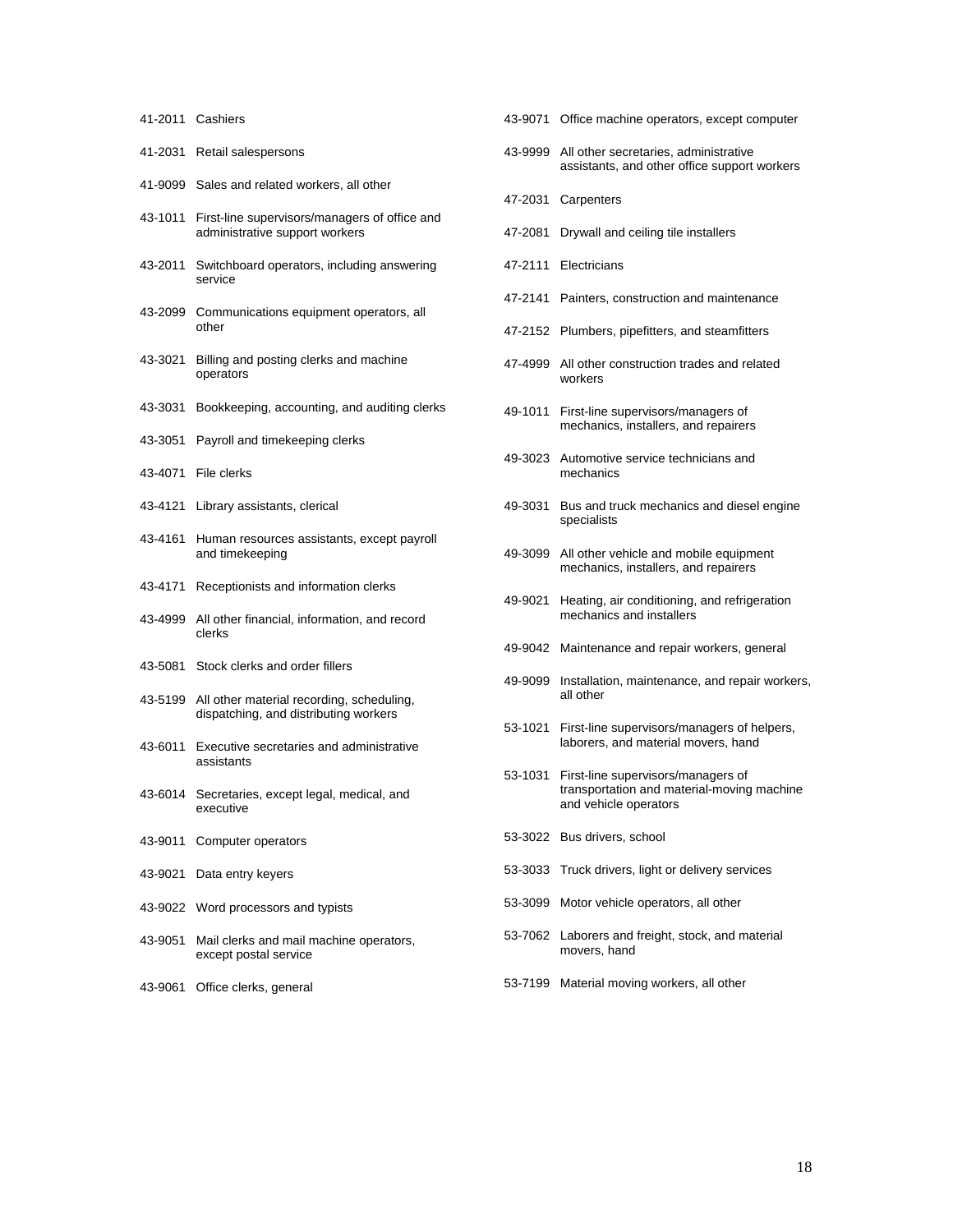41-2011 Cashiers

41-2031 Retail salespersons

41-9099 Sales and related workers, all other

43-1011 First-line supervisors/managers of office and administrative support workers

43-2011 Switchboard operators, including answering service

43-2099 Communications equipment operators, all other

43-3021 Billing and posting clerks and machine operators

43-3031 Bookkeeping, accounting, and auditing clerks

43-3051 Payroll and timekeeping clerks

43-4071 File clerks

43-4121 Library assistants, clerical

43-4161 Human resources assistants, except payroll and timekeeping

43-4171 Receptionists and information clerks

43-4999 All other financial, information, and record clerks

43-5081 Stock clerks and order fillers

43-5199 All other material recording, scheduling, dispatching, and distributing workers

43-6011 Executive secretaries and administrative assistants

43-6014 Secretaries, except legal, medical, and executive

43-9011 Computer operators

43-9021 Data entry keyers

43-9022 Word processors and typists

43-9051 Mail clerks and mail machine operators, except postal service

43-9061 Office clerks, general

43-9071 Office machine operators, except computer

43-9999 All other secretaries, administrative assistants, and other office support workers

47-2031 Carpenters

47-2081 Drywall and ceiling tile installers

47-2111 Electricians

47-2141 Painters, construction and maintenance

47-2152 Plumbers, pipefitters, and steamfitters

47-4999 All other construction trades and related workers

49-1011 First-line supervisors/managers of mechanics, installers, and repairers

49-3023 Automotive service technicians and mechanics

49-3031 Bus and truck mechanics and diesel engine specialists

49-3099 All other vehicle and mobile equipment mechanics, installers, and repairers

49-9021 Heating, air conditioning, and refrigeration mechanics and installers

49-9042 Maintenance and repair workers, general

49-9099 Installation, maintenance, and repair workers, all other

53-1021 First-line supervisors/managers of helpers, laborers, and material movers, hand

53-1031 First-line supervisors/managers of transportation and material-moving machine and vehicle operators

53-3022 Bus drivers, school

53-3033 Truck drivers, light or delivery services

53-3099 Motor vehicle operators, all other

53-7062 Laborers and freight, stock, and material movers, hand

53-7199 Material moving workers, all other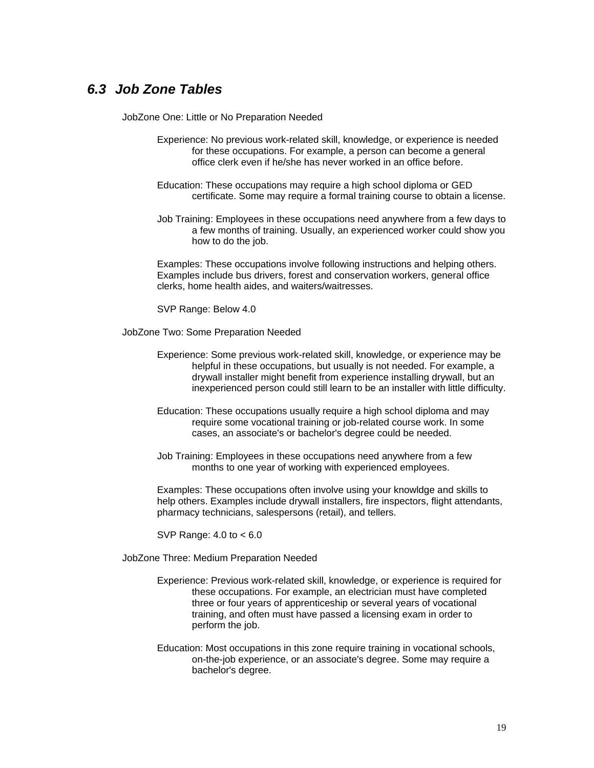## 6.3 Job Zone Tables

JobZone One: Little or No Preparation Needed

Experience: No previous work-related skill, knowledge, or experience is needed for these occupations. For example, a person can become a general office clerk even if he/she has never worked in an office before.

Education: These occupations may require a high school diploma or GED certificate. Some may require a formal training course to obtain a license.

Job Training: Employees in these occupations need anywhere from a few days to a few months of training. Usually, an experienced worker could show you how to do the job.

Examples: These occupations involve following instructions and helping others. Examples include bus drivers, forest and conservation workers, general office clerks, home health aides, and waiters/waitresses.

SVP Range: Below 4.0

JobZone Two: Some Preparation Needed

Experience: Some previous work-related skill, knowledge, or experience may be helpful in these occupations, but usually is not needed. For example, a drywall installer might benefit from experience installing drywall, but an inexperienced person could still learn to be an installer with little difficulty.

Education: These occupations usually require a high school diploma and may require some vocational training or job-related course work. In some cases, an associate's or bachelor's degree could be needed.

Job Training: Employees in these occupations need anywhere from a few months to one year of working with experienced employees.

Examples: These occupations often involve using your knowldge and skills to help others. Examples include drywall installers, fire inspectors, flight attendants, pharmacy technicians, salespersons (retail), and tellers.

SVP Range: 4.0 to < 6.0

JobZone Three: Medium Preparation Needed

Experience: Previous work-related skill, knowledge, or experience is required for these occupations. For example, an electrician must have completed three or four years of apprenticeship or several years of vocational training, and often must have passed a licensing exam in order to perform the job.

Education: Most occupations in this zone require training in vocational schools, on-the-job experience, or an associate's degree. Some may require a bachelor's degree.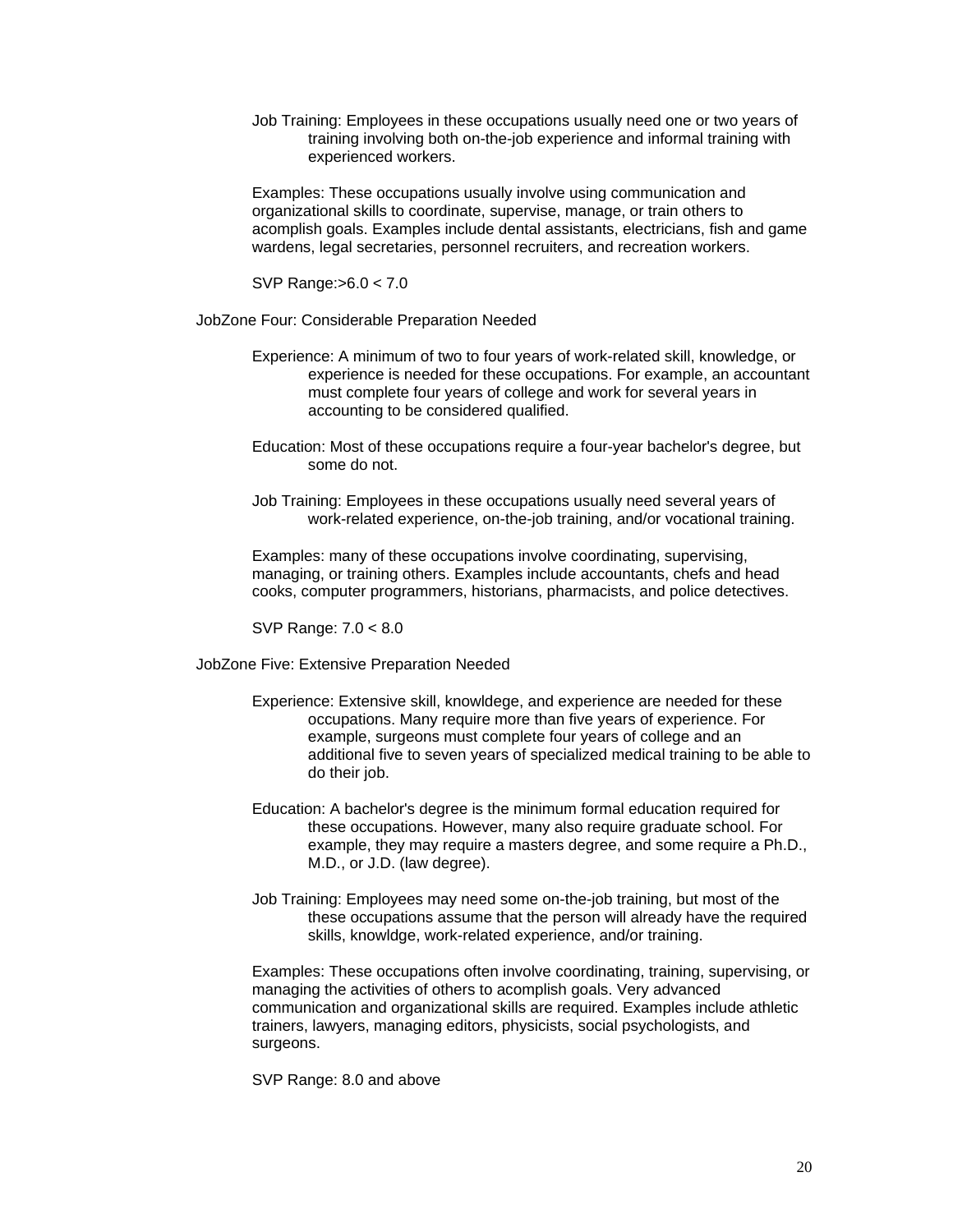Job Training: Employees in these occupations usually need one or two years of training involving both on-the-job experience and informal training with experienced workers.

Examples: These occupations usually involve using communication and organizational skills to coordinate, supervise, manage, or train others to acomplish goals. Examples include dental assistants, electricians, fish and game wardens, legal secretaries, personnel recruiters, and recreation workers.

SVP Range:>6.0 < 7.0

JobZone Four: Considerable Preparation Needed

Experience: A minimum of two to four years of work-related skill, knowledge, or experience is needed for these occupations. For example, an accountant must complete four years of college and work for several years in accounting to be considered qualified.

Education: Most of these occupations require a four-year bachelor's degree, but some do not.

Job Training: Employees in these occupations usually need several years of work-related experience, on-the-job training, and/or vocational training.

Examples: many of these occupations involve coordinating, supervising, managing, or training others. Examples include accountants, chefs and head cooks, computer programmers, historians, pharmacists, and police detectives.

SVP Range: 7.0 < 8.0

JobZone Five: Extensive Preparation Needed

Experience: Extensive skill, knowldege, and experience are needed for these occupations. Many require more than five years of experience. For example, surgeons must complete four years of college and an additional five to seven years of specialized medical training to be able to do their job.

Education: A bachelor's degree is the minimum formal education required for these occupations. However, many also require graduate school. For example, they may require a masters degree, and some require a Ph.D., M.D., or J.D. (law degree).

Job Training: Employees may need some on-the-job training, but most of the these occupations assume that the person will already have the required skills, knowldge, work-related experience, and/or training.

Examples: These occupations often involve coordinating, training, supervising, or managing the activities of others to acomplish goals. Very advanced communication and organizational skills are required. Examples include athletic trainers, lawyers, managing editors, physicists, social psychologists, and surgeons.

SVP Range: 8.0 and above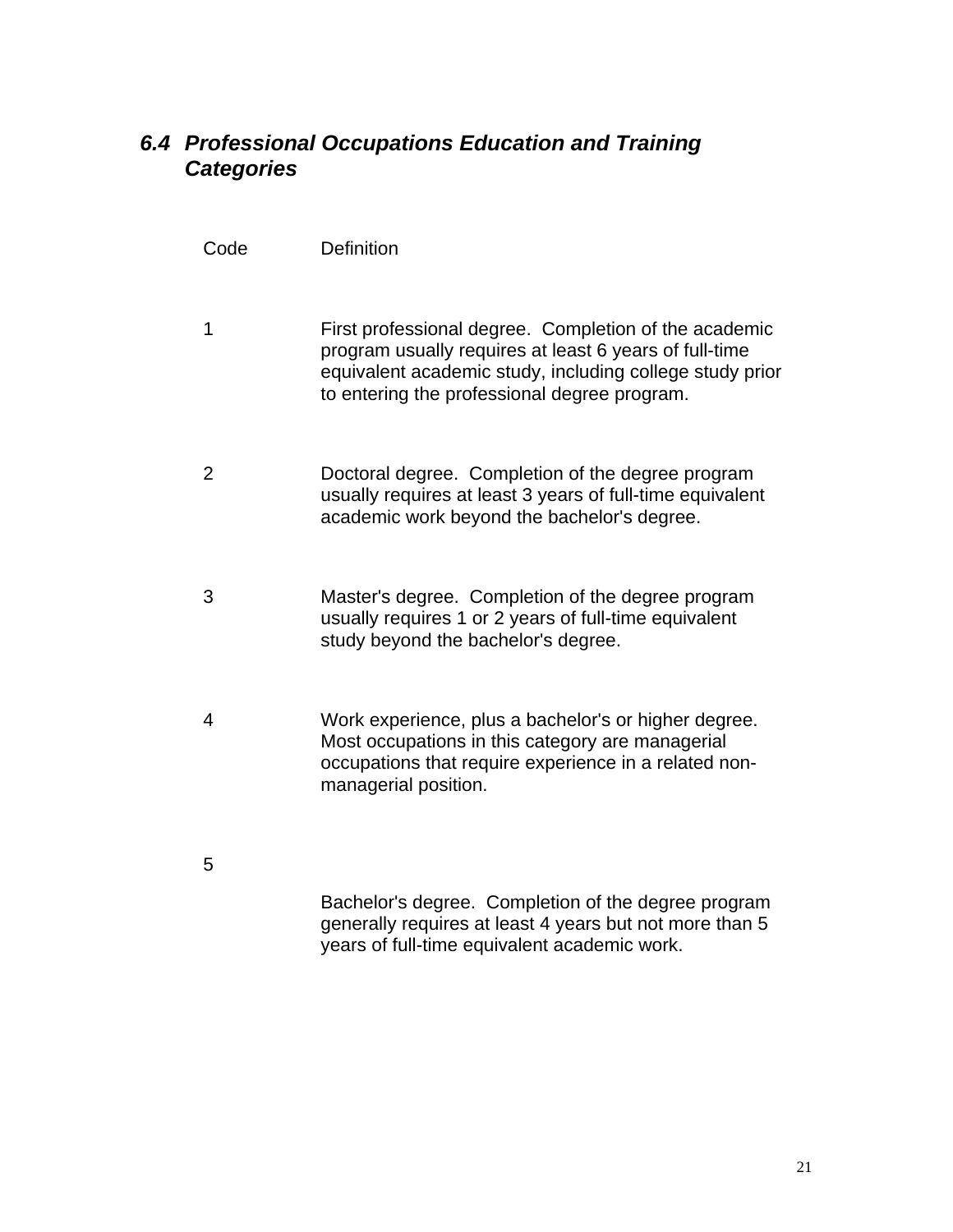### *6.4 Professional Occupations Education and Training Categories*

| Code | Definition |
|---|---|
| 1 | First professional degree. Completion of the academic program usually requires at least 6 years of full-time equivalent academic study, including college study prior to entering the professional degree program. |
| 2 | Doctoral degree. Completion of the degree program usually requires at least 3 years of full-time equivalent academic work beyond the bachelor's degree. |
| 3 | Master's degree. Completion of the degree program usually requires 1 or 2 years of full-time equivalent study beyond the bachelor's degree. |
| 4 | Work experience, plus a bachelor's or higher degree. Most occupations in this category are managerial occupations that require experience in a related non-managerial position. |
| 5 | Bachelor's degree. Completion of the degree program generally requires at least 4 years but not more than 5 years of full-time equivalent academic work. |